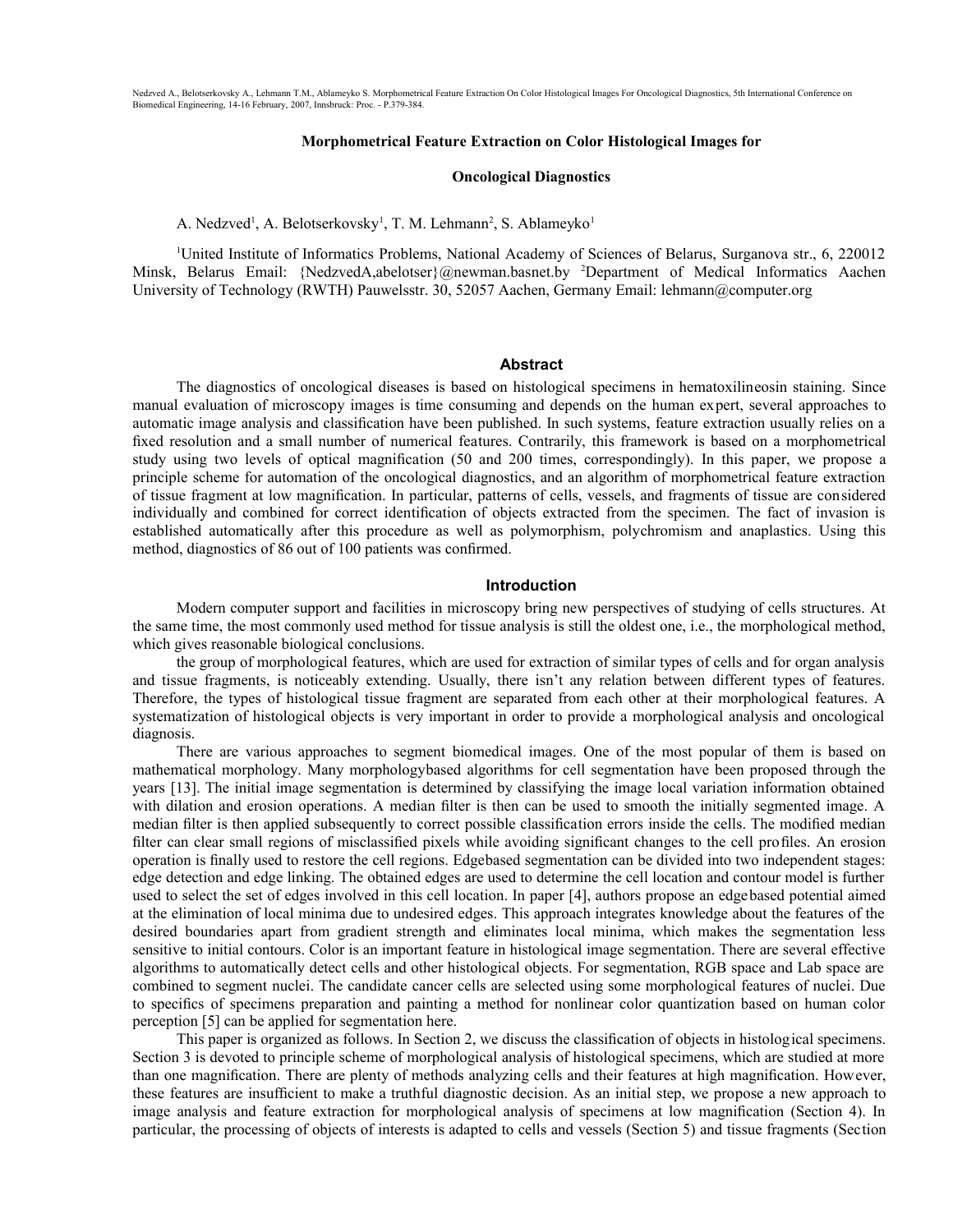Nedzved A., Belotserkovsky A., Lehmann T.M., Ablameyko S. Morphometrical Feature Extraction On Color Histological Images For Oncological Diagnostics, 5th International Conference on Biomedical Engineering, 14-16 February, 2007, Innsbruck: Proc. - P.379-384.

# Morphometrical Feature Extraction on Color Histological Images for Oncological Diagnostics

A. Nedzved[1], A. Belotserkovsky[1], T. M. Lehmann[2], S. Ablameyko[1]

[1]United Institute of Informatics Problems, National Academy of Sciences of Belarus, Surganova str., 6, 220012 Minsk, Belarus Email: {NedzvedA,abelotser}@newman.basnet.by [2]Department of Medical Informatics Aachen University of Technology (RWTH) Pauwelsstr. 30, 52057 Aachen, Germany Email: lehmann@computer.org

## Abstract

The diagnostics of oncological diseases is based on histological specimens in hematoxilineosin staining. Since manual evaluation of microscopy images is time consuming and depends on the human expert, several approaches to automatic image analysis and classification have been published. In such systems, feature extraction usually relies on a fixed resolution and a small number of numerical features. Contrarily, this framework is based on a morphometrical study using two levels of optical magnification (50 and 200 times, correspondingly). In this paper, we propose a principle scheme for automation of the oncological diagnostics, and an algorithm of morphometrical feature extraction of tissue fragment at low magnification. In particular, patterns of cells, vessels, and fragments of tissue are considered individually and combined for correct identification of objects extracted from the specimen. The fact of invasion is established automatically after this procedure as well as polymorphism, polychromism and anaplastics. Using this method, diagnostics of 86 out of 100 patients was confirmed.

## Introduction

Modern computer support and facilities in microscopy bring new perspectives of studying of cells structures. At the same time, the most commonly used method for tissue analysis is still the oldest one, i.e., the morphological method, which gives reasonable biological conclusions.

the group of morphological features, which are used for extraction of similar types of cells and for organ analysis and tissue fragments, is noticeably extending. Usually, there isn't any relation between different types of features. Therefore, the types of histological tissue fragment are separated from each other at their morphological features. A systematization of histological objects is very important in order to provide a morphological analysis and oncological diagnosis.

There are various approaches to segment biomedical images. One of the most popular of them is based on mathematical morphology. Many morphologybased algorithms for cell segmentation have been proposed through the years [13]. The initial image segmentation is determined by classifying the image local variation information obtained with dilation and erosion operations. A median filter is then can be used to smooth the initially segmented image. A median filter is then applied subsequently to correct possible classification errors inside the cells. The modified median filter can clear small regions of misclassified pixels while avoiding significant changes to the cell profiles. An erosion operation is finally used to restore the cell regions. Edgebased segmentation can be divided into two independent stages: edge detection and edge linking. The obtained edges are used to determine the cell location and contour model is further used to select the set of edges involved in this cell location. In paper [4], authors propose an edgebased potential aimed at the elimination of local minima due to undesired edges. This approach integrates knowledge about the features of the desired boundaries apart from gradient strength and eliminates local minima, which makes the segmentation less sensitive to initial contours. Color is an important feature in histological image segmentation. There are several effective algorithms to automatically detect cells and other histological objects. For segmentation, RGB space and Lab space are combined to segment nuclei. The candidate cancer cells are selected using some morphological features of nuclei. Due to specifics of specimens preparation and painting a method for nonlinear color quantization based on human color perception [5] can be applied for segmentation here.

This paper is organized as follows. In Section 2, we discuss the classification of objects in histological specimens. Section 3 is devoted to principle scheme of morphological analysis of histological specimens, which are studied at more than one magnification. There are plenty of methods analyzing cells and their features at high magnification. However, these features are insufficient to make a truthful diagnostic decision. As an initial step, we propose a new approach to image analysis and feature extraction for morphological analysis of specimens at low magnification (Section 4). In particular, the processing of objects of interests is adapted to cells and vessels (Section 5) and tissue fragments (Section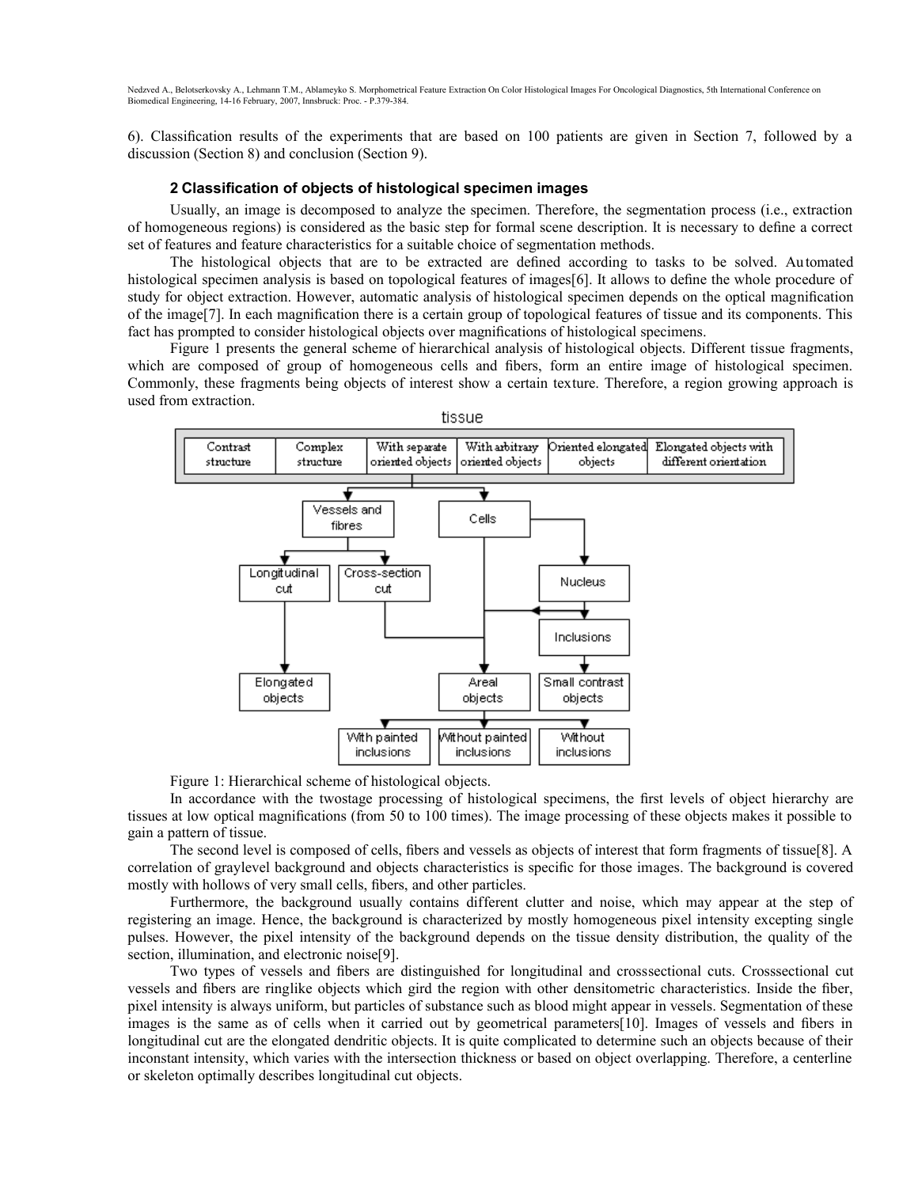6). Classification results of the experiments that are based on 100 patients are given in Section 7, followed by a discussion (Section 8) and conclusion (Section 9).

## 2 Classification of objects of histological specimen images

Usually, an image is decomposed to analyze the specimen. Therefore, the segmentation process (i.e., extraction of homogeneous regions) is considered as the basic step for formal scene description. It is necessary to define a correct set of features and feature characteristics for a suitable choice of segmentation methods.

The histological objects that are to be extracted are defined according to tasks to be solved. Automated histological specimen analysis is based on topological features of images[6]. It allows to define the whole procedure of study for object extraction. However, automatic analysis of histological specimen depends on the optical magnification of the image[7]. In each magnification there is a certain group of topological features of tissue and its components. This fact has prompted to consider histological objects over magnifications of histological specimens.

Figure 1 presents the general scheme of hierarchical analysis of histological objects. Different tissue fragments, which are composed of group of homogeneous cells and fibers, form an entire image of histological specimen. Commonly, these fragments being objects of interest show a certain texture. Therefore, a region growing approach is used from extraction.

Figure 1: Hierarchical scheme of histological objects.

In accordance with the twostage processing of histological specimens, the first levels of object hierarchy are tissues at low optical magnifications (from 50 to 100 times). The image processing of these objects makes it possible to gain a pattern of tissue.

The second level is composed of cells, fibers and vessels as objects of interest that form fragments of tissue[8]. A correlation of graylevel background and objects characteristics is specific for those images. The background is covered mostly with hollows of very small cells, fibers, and other particles.

Furthermore, the background usually contains different clutter and noise, which may appear at the step of registering an image. Hence, the background is characterized by mostly homogeneous pixel intensity excepting single pulses. However, the pixel intensity of the background depends on the tissue density distribution, the quality of the section, illumination, and electronic noise[9].

Two types of vessels and fibers are distinguished for longitudinal and crosssectional cuts. Crosssectional cut vessels and fibers are ringlike objects which gird the region with other densitometric characteristics. Inside the fiber, pixel intensity is always uniform, but particles of substance such as blood might appear in vessels. Segmentation of these images is the same as of cells when it carried out by geometrical parameters[10]. Images of vessels and fibers in longitudinal cut are the elongated dendritic objects. It is quite complicated to determine such an objects because of their inconstant intensity, which varies with the intersection thickness or based on object overlapping. Therefore, a centerline or skeleton optimally describes longitudinal cut objects.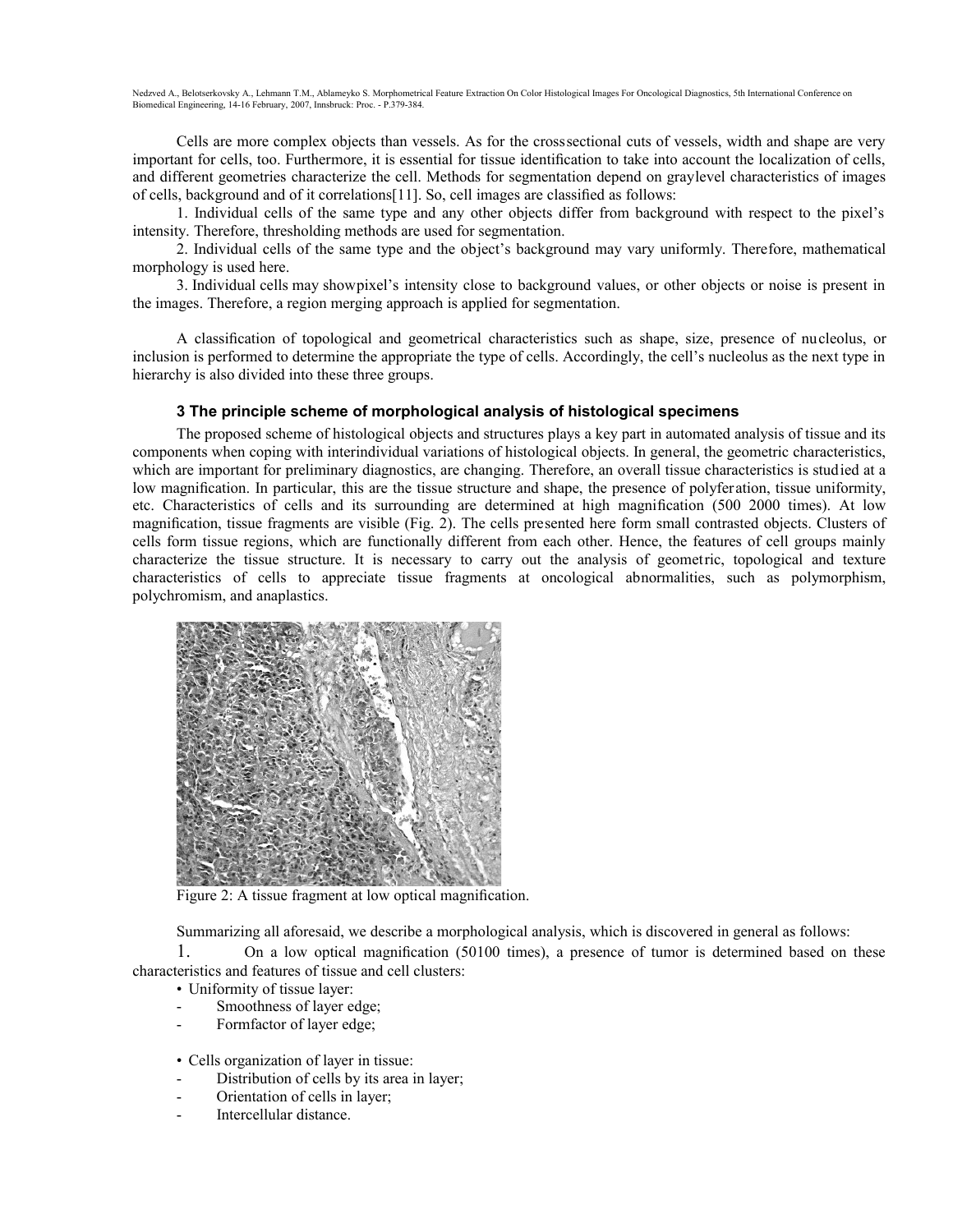Cells are more complex objects than vessels. As for the crosssectional cuts of vessels, width and shape are very important for cells, too. Furthermore, it is essential for tissue identification to take into account the localization of cells, and different geometries characterize the cell. Methods for segmentation depend on graylevel characteristics of images of cells, background and of it correlations[11]. So, cell images are classified as follows:

1. Individual cells of the same type and any other objects differ from background with respect to the pixel's intensity. Therefore, thresholding methods are used for segmentation.

2. Individual cells of the same type and the object's background may vary uniformly. Therefore, mathematical morphology is used here.

3. Individual cells may showpixel's intensity close to background values, or other objects or noise is present in the images. Therefore, a region merging approach is applied for segmentation.

A classification of topological and geometrical characteristics such as shape, size, presence of nucleolus, or inclusion is performed to determine the appropriate the type of cells. Accordingly, the cell's nucleolus as the next type in hierarchy is also divided into these three groups.

### 3 The principle scheme of morphological analysis of histological specimens

The proposed scheme of histological objects and structures plays a key part in automated analysis of tissue and its components when coping with interindividual variations of histological objects. In general, the geometric characteristics, which are important for preliminary diagnostics, are changing. Therefore, an overall tissue characteristics is studied at a low magnification. In particular, this are the tissue structure and shape, the presence of polyferation, tissue uniformity, etc. Characteristics of cells and its surrounding are determined at high magnification (500 2000 times). At low magnification, tissue fragments are visible (Fig. 2). The cells presented here form small contrasted objects. Clusters of cells form tissue regions, which are functionally different from each other. Hence, the features of cell groups mainly characterize the tissue structure. It is necessary to carry out the analysis of geometric, topological and texture characteristics of cells to appreciate tissue fragments at oncological abnormalities, such as polymorphism, polychromism, and anaplastics.

Figure 2: A tissue fragment at low optical magnification.

Summarizing all aforesaid, we describe a morphological analysis, which is discovered in general as follows:

1. On a low optical magnification (50100 times), a presence of tumor is determined based on these characteristics and features of tissue and cell clusters:

- Uniformity of tissue layer:
  - Smoothness of layer edge;
  - Formfactor of layer edge;

- Cells organization of layer in tissue:
  - Distribution of cells by its area in layer;
  - Orientation of cells in layer;
  - Intercellular distance.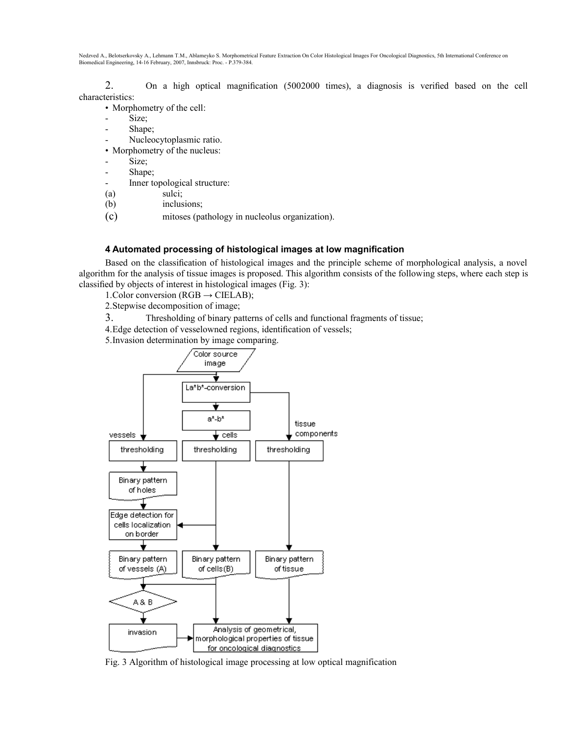2. On a high optical magnification (5002000 times), a diagnosis is verified based on the cell characteristics:

- Morphometry of the cell:
  - Size;
  - Shape;
  - Nucleocytoplasmic ratio.
- Morphometry of the nucleus:
  - Size;
  - Shape;
  - Inner topological structure:
    - (a) sulci;
    - (b) inclusions;
    - (c) mitoses (pathology in nucleolus organization).

### 4 Automated processing of histological images at low magnification

Based on the classification of histological images and the principle scheme of morphological analysis, a novel algorithm for the analysis of tissue images is proposed. This algorithm consists of the following steps, where each step is classified by objects of interest in histological images (Fig. 3):

1. Color conversion (RGB → CIELAB);
2. Stepwise decomposition of image;
3. Thresholding of binary patterns of cells and functional fragments of tissue;
4. Edge detection of vesselowned regions, identification of vessels;
5. Invasion determination by image comparing.

Fig. 3 Algorithm of histological image processing at low optical magnification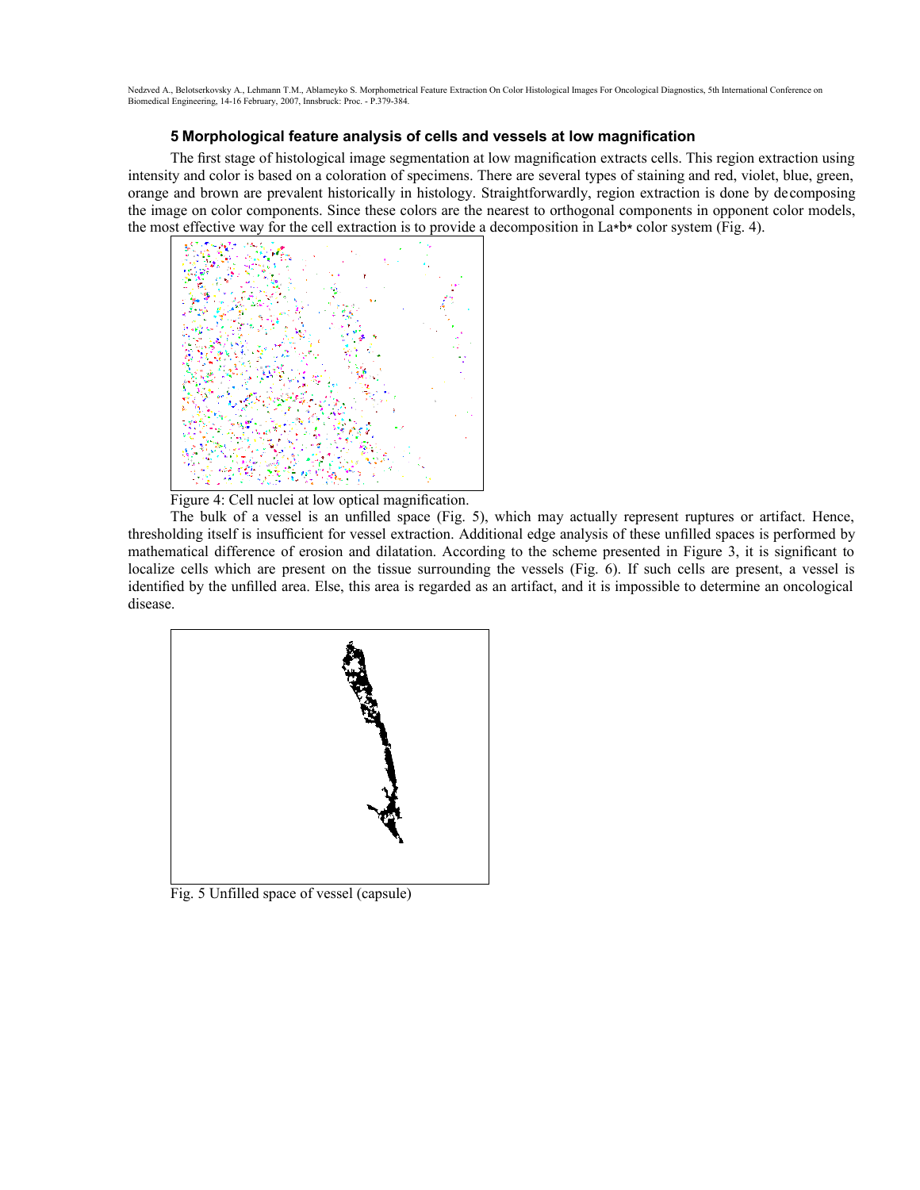## 5 Morphological feature analysis of cells and vessels at low magnification

The first stage of histological image segmentation at low magnification extracts cells. This region extraction using intensity and color is based on a coloration of specimens. There are several types of staining and red, violet, blue, green, orange and brown are prevalent historically in histology. Straightforwardly, region extraction is done by decomposing the image on color components. Since these colors are the nearest to orthogonal components in opponent color models, the most effective way for the cell extraction is to provide a decomposition in La*b* color system (Fig. 4).

Figure 4: Cell nuclei at low optical magnification.

The bulk of a vessel is an unfilled space (Fig. 5), which may actually represent ruptures or artifact. Hence, thresholding itself is insufficient for vessel extraction. Additional edge analysis of these unfilled spaces is performed by mathematical difference of erosion and dilatation. According to the scheme presented in Figure 3, it is significant to localize cells which are present on the tissue surrounding the vessels (Fig. 6). If such cells are present, a vessel is identified by the unfilled area. Else, this area is regarded as an artifact, and it is impossible to determine an oncological disease.

Fig. 5 Unfilled space of vessel (capsule)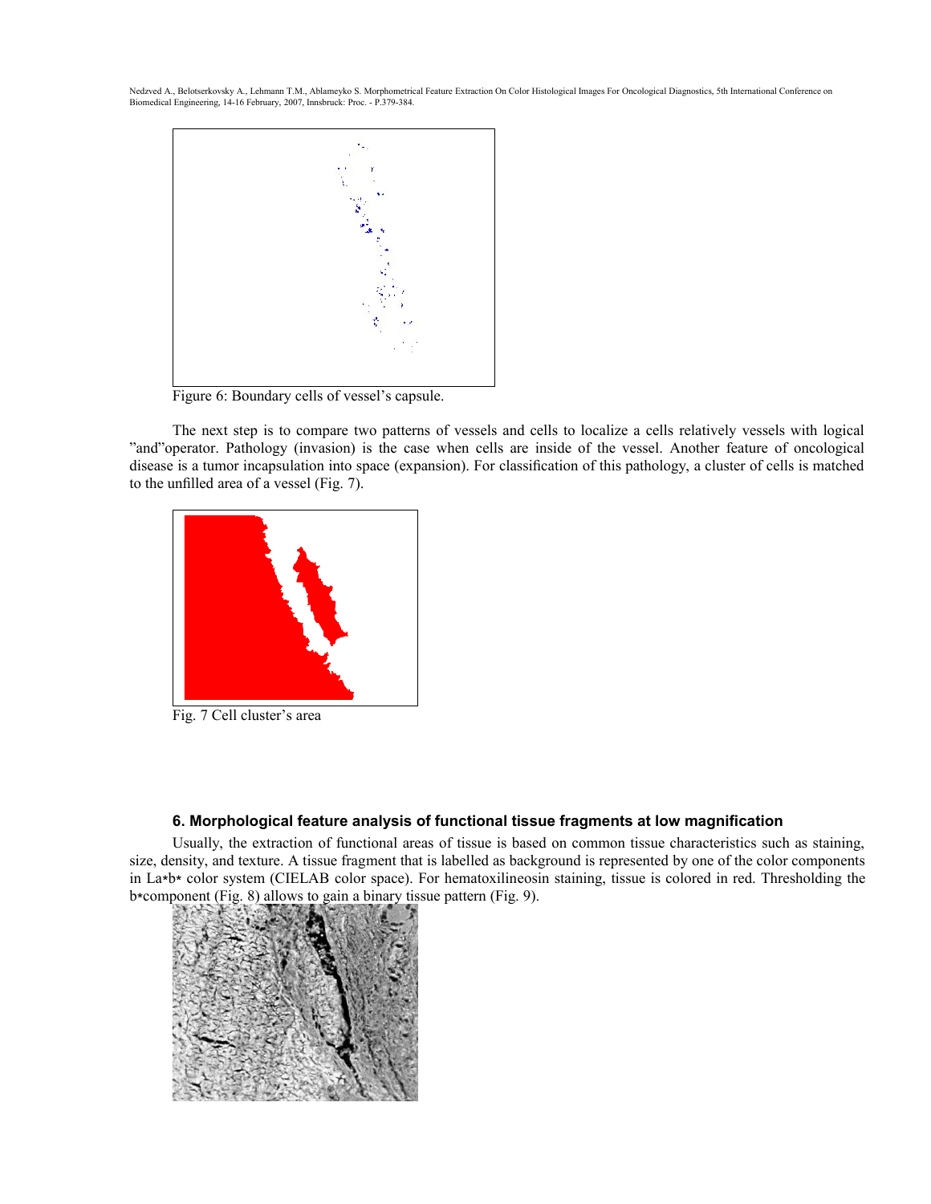Figure 6: Boundary cells of vessel's capsule.

The next step is to compare two patterns of vessels and cells to localize a cells relatively vessels with logical "and"operator. Pathology (invasion) is the case when cells are inside of the vessel. Another feature of oncological disease is a tumor incapsulation into space (expansion). For classification of this pathology, a cluster of cells is matched to the unfilled area of a vessel (Fig. 7).

Fig. 7 Cell cluster's area

### 6. Morphological feature analysis of functional tissue fragments at low magnification

Usually, the extraction of functional areas of tissue is based on common tissue characteristics such as staining, size, density, and texture. A tissue fragment that is labelled as background is represented by one of the color components in La*b* color system (CIELAB color space). For hematoxilineosin staining, tissue is colored in red. Thresholding the b*component (Fig. 8) allows to gain a binary tissue pattern (Fig. 9).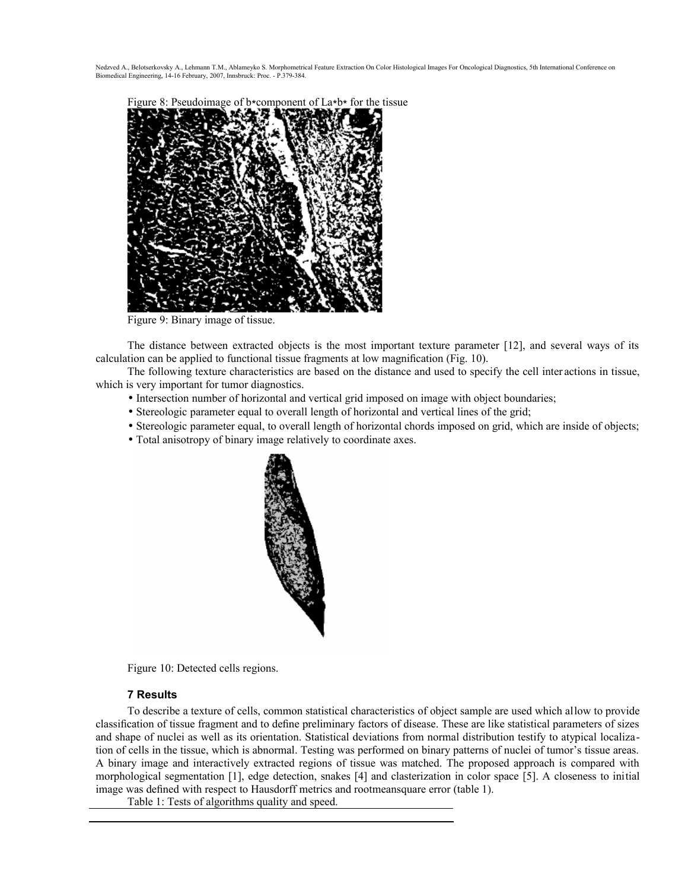Figure 8: Pseudoimage of b*component of La*b* for the tissue

Figure 9: Binary image of tissue.

The distance between extracted objects is the most important texture parameter [12], and several ways of its calculation can be applied to functional tissue fragments at low magnification (Fig. 10).

The following texture characteristics are based on the distance and used to specify the cell interactions in tissue, which is very important for tumor diagnostics.

- Intersection number of horizontal and vertical grid imposed on image with object boundaries;
- Stereologic parameter equal to overall length of horizontal and vertical lines of the grid;
- Stereologic parameter equal, to overall length of horizontal chords imposed on grid, which are inside of objects;
- Total anisotropy of binary image relatively to coordinate axes.

Figure 10: Detected cells regions.

### 7 Results

To describe a texture of cells, common statistical characteristics of object sample are used which allow to provide classification of tissue fragment and to define preliminary factors of disease. These are like statistical parameters of sizes and shape of nuclei as well as its orientation. Statistical deviations from normal distribution testify to atypical localization of cells in the tissue, which is abnormal. Testing was performed on binary patterns of nuclei of tumor's tissue areas. A binary image and interactively extracted regions of tissue was matched. The proposed approach is compared with morphological segmentation [1], edge detection, snakes [4] and clasterization in color space [5]. A closeness to initial image was defined with respect to Hausdorff metrics and rootmeansquare error (table 1).

Table 1: Tests of algorithms quality and speed.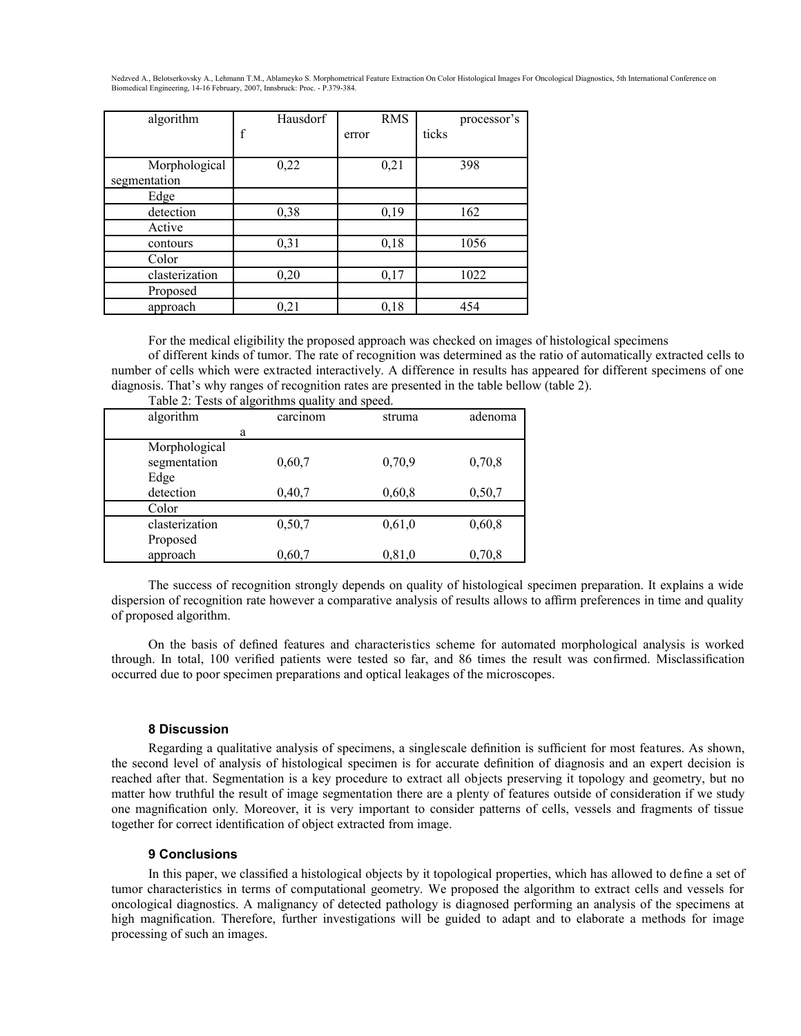| algorithm | Hausdorff | RMS error | processor's ticks |
|---|---|---|---|
| Morphological segmentation | 0,22 | 0,21 | 398 |
| Edge detection | 0,38 | 0,19 | 162 |
| Active contours | 0,31 | 0,18 | 1056 |
| Color clasterization | 0,20 | 0,17 | 1022 |
| Proposed approach | 0,21 | 0,18 | 454 |

For the medical eligibility the proposed approach was checked on images of histological specimens of different kinds of tumor. The rate of recognition was determined as the ratio of automatically extracted cells to number of cells which were extracted interactively. A difference in results has appeared for different specimens of one diagnosis. That's why ranges of recognition rates are presented in the table bellow (table 2).

Table 2: Tests of algorithms quality and speed.

| algorithm | carcinoma | struma | adenoma |
|---|---|---|---|
| Morphological segmentation | 0,60,7 | 0,70,9 | 0,70,8 |
| Edge detection | 0,40,7 | 0,60,8 | 0,50,7 |
| Color clasterization | 0,50,7 | 0,61,0 | 0,60,8 |
| Proposed approach | 0,60,7 | 0,81,0 | 0,70,8 |

The success of recognition strongly depends on quality of histological specimen preparation. It explains a wide dispersion of recognition rate however a comparative analysis of results allows to affirm preferences in time and quality of proposed algorithm.

On the basis of defined features and characteristics scheme for automated morphological analysis is worked through. In total, 100 verified patients were tested so far, and 86 times the result was confirmed. Misclassification occurred due to poor specimen preparations and optical leakages of the microscopes.

### 8 Discussion

Regarding a qualitative analysis of specimens, a singlescale definition is sufficient for most features. As shown, the second level of analysis of histological specimen is for accurate definition of diagnosis and an expert decision is reached after that. Segmentation is a key procedure to extract all objects preserving it topology and geometry, but no matter how truthful the result of image segmentation there are a plenty of features outside of consideration if we study one magnification only. Moreover, it is very important to consider patterns of cells, vessels and fragments of tissue together for correct identification of object extracted from image.

### 9 Conclusions

In this paper, we classified a histological objects by it topological properties, which has allowed to define a set of tumor characteristics in terms of computational geometry. We proposed the algorithm to extract cells and vessels for oncological diagnostics. A malignancy of detected pathology is diagnosed performing an analysis of the specimens at high magnification. Therefore, further investigations will be guided to adapt and to elaborate a methods for image processing of such an images.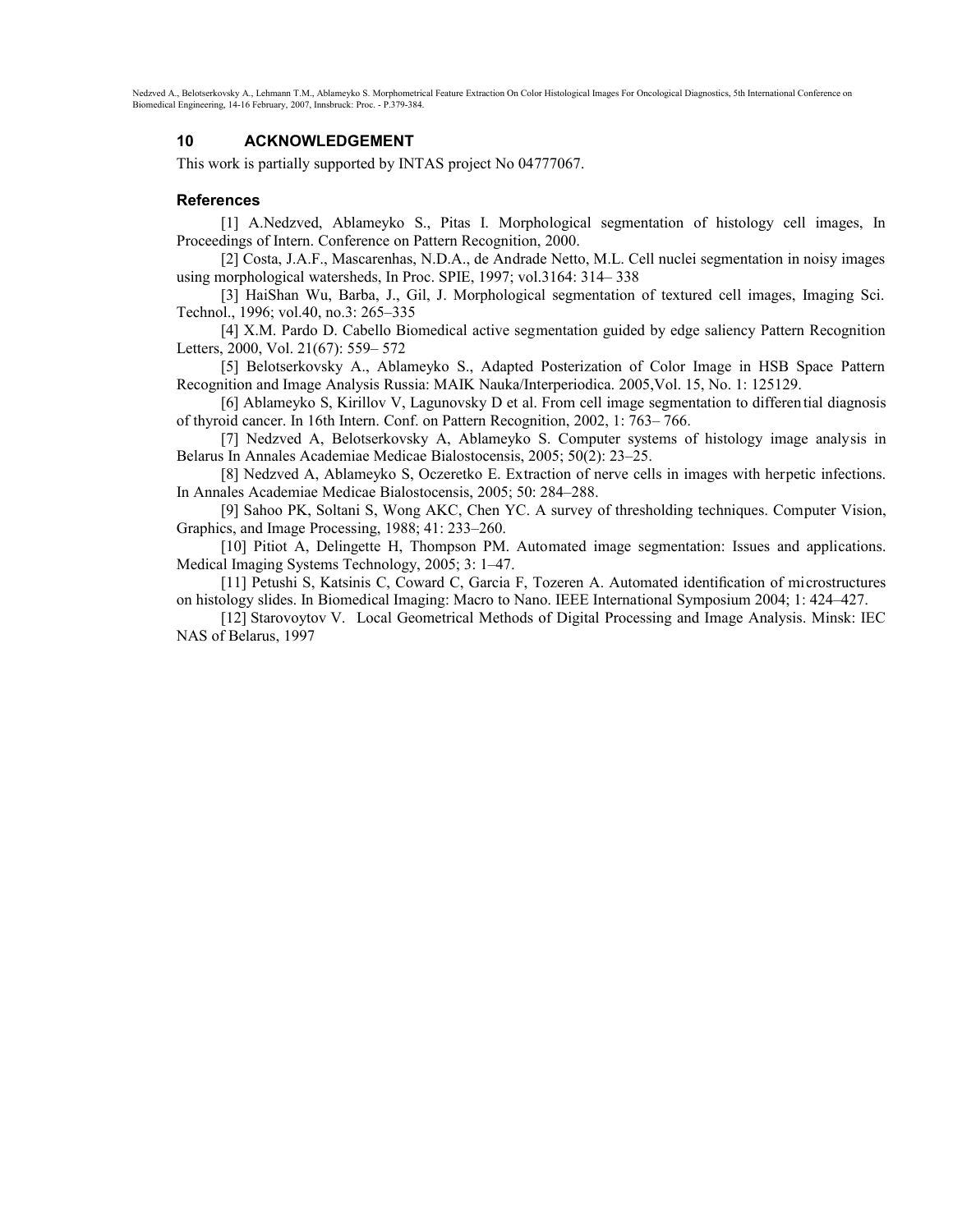## 10 ACKNOWLEDGEMENT

This work is partially supported by INTAS project No 04777067.

### References

[1] A.Nedzved, Ablameyko S., Pitas I. Morphological segmentation of histology cell images, In Proceedings of Intern. Conference on Pattern Recognition, 2000.

[2] Costa, J.A.F., Mascarenhas, N.D.A., de Andrade Netto, M.L. Cell nuclei segmentation in noisy images using morphological watersheds, In Proc. SPIE, 1997; vol.3164: 314– 338

[3] HaiShan Wu, Barba, J., Gil, J. Morphological segmentation of textured cell images, Imaging Sci. Technol., 1996; vol.40, no.3: 265–335

[4] X.M. Pardo D. Cabello Biomedical active segmentation guided by edge saliency Pattern Recognition Letters, 2000, Vol. 21(67): 559– 572

[5] Belotserkovsky A., Ablameyko S., Adapted Posterization of Color Image in HSB Space Pattern Recognition and Image Analysis Russia: MAIK Nauka/Interperiodica. 2005,Vol. 15, No. 1: 125129.

[6] Ablameyko S, Kirillov V, Lagunovsky D et al. From cell image segmentation to differential diagnosis of thyroid cancer. In 16th Intern. Conf. on Pattern Recognition, 2002, 1: 763– 766.

[7] Nedzved A, Belotserkovsky A, Ablameyko S. Computer systems of histology image analysis in Belarus In Annales Academiae Medicae Bialostocensis, 2005; 50(2): 23–25.

[8] Nedzved A, Ablameyko S, Oczeretko E. Extraction of nerve cells in images with herpetic infections. In Annales Academiae Medicae Bialostocensis, 2005; 50: 284–288.

[9] Sahoo PK, Soltani S, Wong AKC, Chen YC. A survey of thresholding techniques. Computer Vision, Graphics, and Image Processing, 1988; 41: 233–260.

[10] Pitiot A, Delingette H, Thompson PM. Automated image segmentation: Issues and applications. Medical Imaging Systems Technology, 2005; 3: 1–47.

[11] Petushi S, Katsinis C, Coward C, Garcia F, Tozeren A. Automated identification of microstructures on histology slides. In Biomedical Imaging: Macro to Nano. IEEE International Symposium 2004; 1: 424–427.

[12] Starovoytov V. Local Geometrical Methods of Digital Processing and Image Analysis. Minsk: IEC NAS of Belarus, 1997